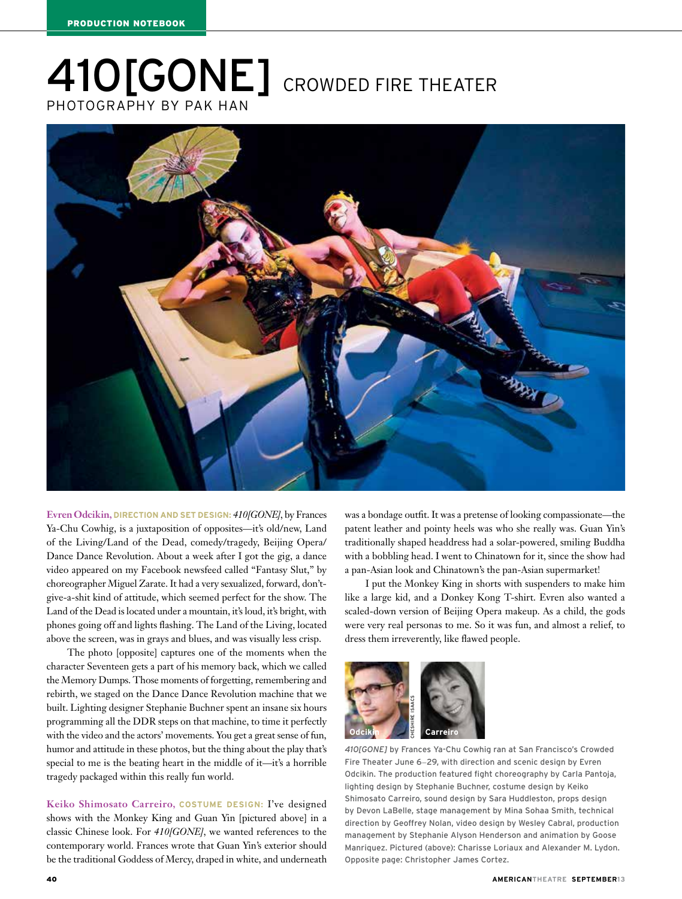PRODUCTION NOTEBOOK

# 410[GONE] CROWDED FIRE THEATER

PHOTOGRAPHY BY PAK HAN

**Evren Odcikin, DIRECTION AND SET DESIGN:** *410[GONE]*, by Frances Ya-Chu Cowhig, is a juxtaposition of opposites—it's old/new, Land of the Living/Land of the Dead, comedy/tragedy, Beijing Opera/Dance Dance Revolution. About a week after I got the gig, a dance video appeared on my Facebook newsfeed called "Fantasy Slut," by choreographer Miguel Zarate. It had a very sexualized, forward, don't-give-a-shit kind of attitude, which seemed perfect for the show. The Land of the Dead is located under a mountain, it's loud, it's bright, with phones going off and lights flashing. The Land of the Living, located above the screen, was in grays and blues, and was visually less crisp.

The photo [opposite] captures one of the moments when the character Seventeen gets a part of his memory back, which we called the Memory Dumps. Those moments of forgetting, remembering and rebirth, we staged on the Dance Dance Revolution machine that we built. Lighting designer Stephanie Buchner spent an insane six hours programming all the DDR steps on that machine, to time it perfectly with the video and the actors' movements. You get a great sense of fun, humor and attitude in these photos, but the thing about the play that's special to me is the beating heart in the middle of it—it's a horrible tragedy packaged within this really fun world.

**Keiko Shimosato Carreiro, COSTUME DESIGN:** I've designed shows with the Monkey King and Guan Yin [pictured above] in a classic Chinese look. For *410[GONE]*, we wanted references to the contemporary world. Frances wrote that Guan Yin's exterior should be the traditional Goddess of Mercy, draped in white, and underneath was a bondage outfit. It was a pretense of looking compassionate—the patent leather and pointy heels was who she really was. Guan Yin's traditionally shaped headdress had a solar-powered, smiling Buddha with a bobbling head. I went to Chinatown for it, since the show had a pan-Asian look and Chinatown's the pan-Asian supermarket!

I put the Monkey King in shorts with suspenders to make him like a large kid, and a Donkey Kong T-shirt. Evren also wanted a scaled-down version of Beijing Opera makeup. As a child, the gods were very real personas to me. So it was fun, and almost a relief, to dress them irreverently, like flawed people.

Odcikin CHESHIRE ISAACS Carreiro

*410[GONE]* by Frances Ya-Chu Cowhig ran at San Francisco's Crowded Fire Theater June 6–29, with direction and scenic design by Evren Odcikin. The production featured fight choreography by Carla Pantoja, lighting design by Stephanie Buchner, costume design by Keiko Shimosato Carreiro, sound design by Sara Huddleston, props design by Devon LaBelle, stage management by Mina Sohaa Smith, technical direction by Geoffrey Nolan, video design by Wesley Cabral, production management by Stephanie Alyson Henderson and animation by Goose Manriquez. Pictured (above): Charisse Loriaux and Alexander M. Lydon. Opposite page: Christopher James Cortez.